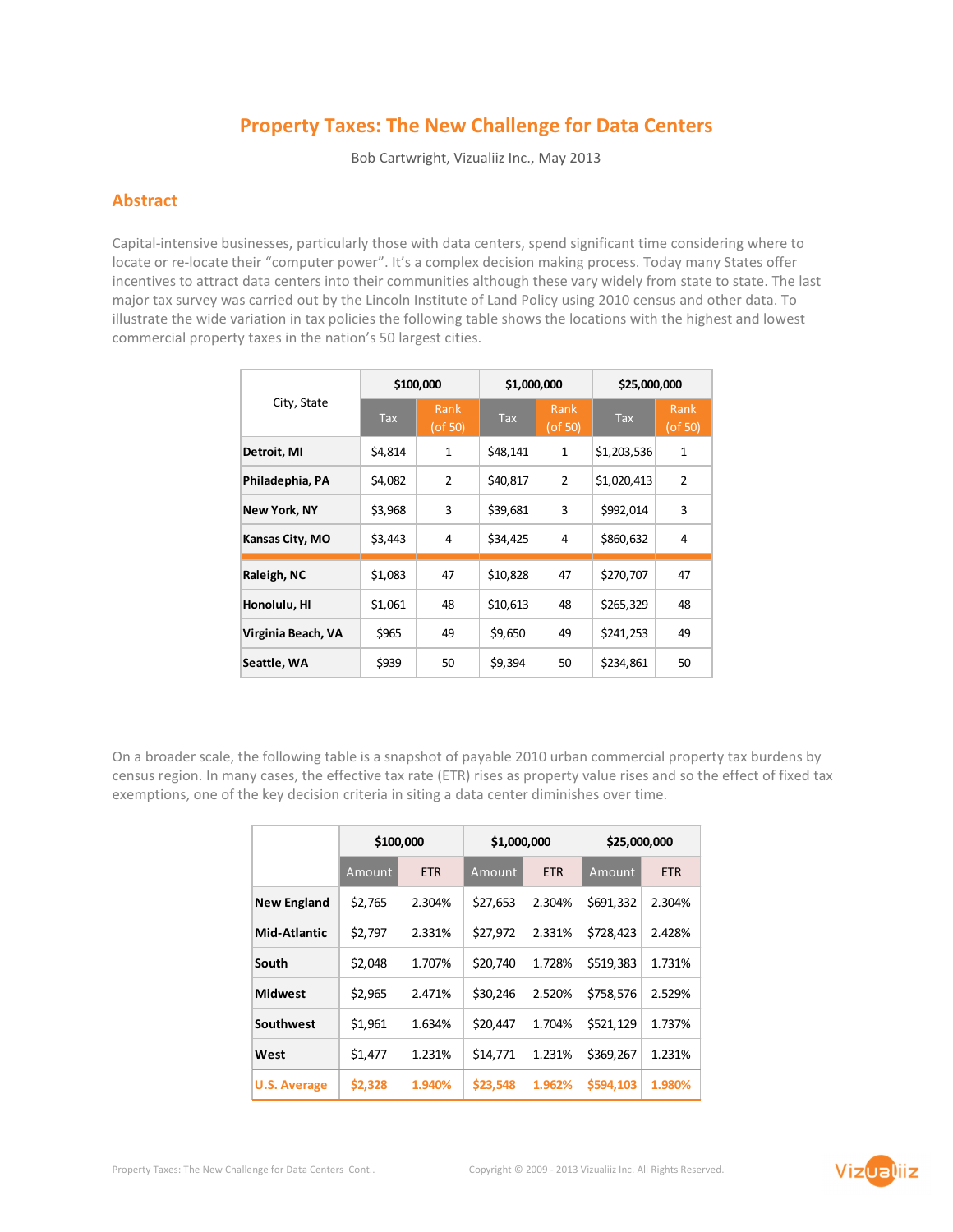# Property Taxes: The New Challenge for Data Centers

Bob Cartwright, Vizualiiz Inc., May 2013

## Abstract

Capital-intensive businesses, particularly those with data centers, spend significant time considering where to locate or re-locate their "computer power". It's a complex decision making process. Today many States offer incentives to attract data centers into their communities although these vary widely from state to state. The last major tax survey was carried out by the Lincoln Institute of Land Policy using 2010 census and other data. To illustrate the wide variation in tax policies the following table shows the locations with the highest and lowest commercial property taxes in the nation's 50 largest cities.

| City, State | $100,000 | | $1,000,000 | | $25,000,000 | |
|---|---|---|---|---|---|---|
| | Tax | Rank (of 50) | Tax | Rank (of 50) | Tax | Rank (of 50) |
| **Detroit, MI** | $4,814 | 1 | $48,141 | 1 | $1,203,536 | 1 |
| **Philadephia, PA** | $4,082 | 2 | $40,817 | 2 | $1,020,413 | 2 |
| **New York, NY** | $3,968 | 3 | $39,681 | 3 | $992,014 | 3 |
| **Kansas City, MO** | $3,443 | 4 | $34,425 | 4 | $860,632 | 4 |
| **Raleigh, NC** | $1,083 | 47 | $10,828 | 47 | $270,707 | 47 |
| **Honolulu, HI** | $1,061 | 48 | $10,613 | 48 | $265,329 | 48 |
| **Virginia Beach, VA** | $965 | 49 | $9,650 | 49 | $241,253 | 49 |
| **Seattle, WA** | $939 | 50 | $9,394 | 50 | $234,861 | 50 |

On a broader scale, the following table is a snapshot of payable 2010 urban commercial property tax burdens by census region. In many cases, the effective tax rate (ETR) rises as property value rises and so the effect of fixed tax exemptions, one of the key decision criteria in siting a data center diminishes over time.

| | $100,000 | | $1,000,000 | | $25,000,000 | |
|---|---|---|---|---|---|---|
| | Amount | ETR | Amount | ETR | Amount | ETR |
| **New England** | $2,765 | 2.304% | $27,653 | 2.304% | $691,332 | 2.304% |
| **Mid-Atlantic** | $2,797 | 2.331% | $27,972 | 2.331% | $728,423 | 2.428% |
| **South** | $2,048 | 1.707% | $20,740 | 1.728% | $519,383 | 1.731% |
| **Midwest** | $2,965 | 2.471% | $30,246 | 2.520% | $758,576 | 2.529% |
| **Southwest** | $1,961 | 1.634% | $20,447 | 1.704% | $521,129 | 1.737% |
| **West** | $1,477 | 1.231% | $14,771 | 1.231% | $369,267 | 1.231% |
| **U.S. Average** | **$2,328** | **1.940%** | **$23,548** | **1.962%** | **$594,103** | **1.980%** |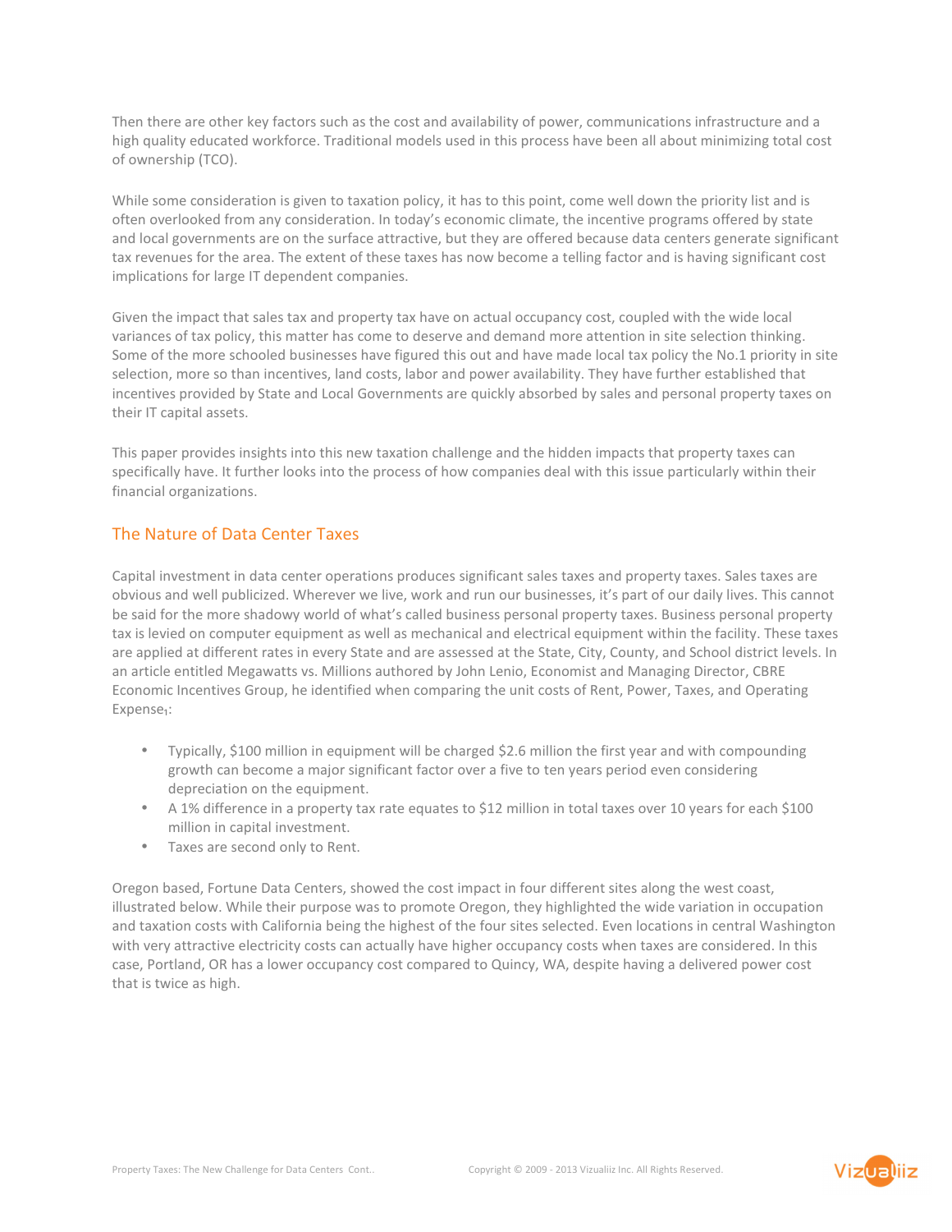Then there are other key factors such as the cost and availability of power, communications infrastructure and a high quality educated workforce. Traditional models used in this process have been all about minimizing total cost of ownership (TCO).

While some consideration is given to taxation policy, it has to this point, come well down the priority list and is often overlooked from any consideration. In today's economic climate, the incentive programs offered by state and local governments are on the surface attractive, but they are offered because data centers generate significant tax revenues for the area. The extent of these taxes has now become a telling factor and is having significant cost implications for large IT dependent companies.

Given the impact that sales tax and property tax have on actual occupancy cost, coupled with the wide local variances of tax policy, this matter has come to deserve and demand more attention in site selection thinking. Some of the more schooled businesses have figured this out and have made local tax policy the No.1 priority in site selection, more so than incentives, land costs, labor and power availability. They have further established that incentives provided by State and Local Governments are quickly absorbed by sales and personal property taxes on their IT capital assets.

This paper provides insights into this new taxation challenge and the hidden impacts that property taxes can specifically have. It further looks into the process of how companies deal with this issue particularly within their financial organizations.

## The Nature of Data Center Taxes

Capital investment in data center operations produces significant sales taxes and property taxes. Sales taxes are obvious and well publicized. Wherever we live, work and run our businesses, it's part of our daily lives. This cannot be said for the more shadowy world of what's called business personal property taxes. Business personal property tax is levied on computer equipment as well as mechanical and electrical equipment within the facility. These taxes are applied at different rates in every State and are assessed at the State, City, County, and School district levels. In an article entitled Megawatts vs. Millions authored by John Lenio, Economist and Managing Director, CBRE Economic Incentives Group, he identified when comparing the unit costs of Rent, Power, Taxes, and Operating Expense[1]:

- Typically, $100 million in equipment will be charged $2.6 million the first year and with compounding growth can become a major significant factor over a five to ten years period even considering depreciation on the equipment.
- A 1% difference in a property tax rate equates to $12 million in total taxes over 10 years for each $100 million in capital investment.
- Taxes are second only to Rent.

Oregon based, Fortune Data Centers, showed the cost impact in four different sites along the west coast, illustrated below. While their purpose was to promote Oregon, they highlighted the wide variation in occupation and taxation costs with California being the highest of the four sites selected. Even locations in central Washington with very attractive electricity costs can actually have higher occupancy costs when taxes are considered. In this case, Portland, OR has a lower occupancy cost compared to Quincy, WA, despite having a delivered power cost that is twice as high.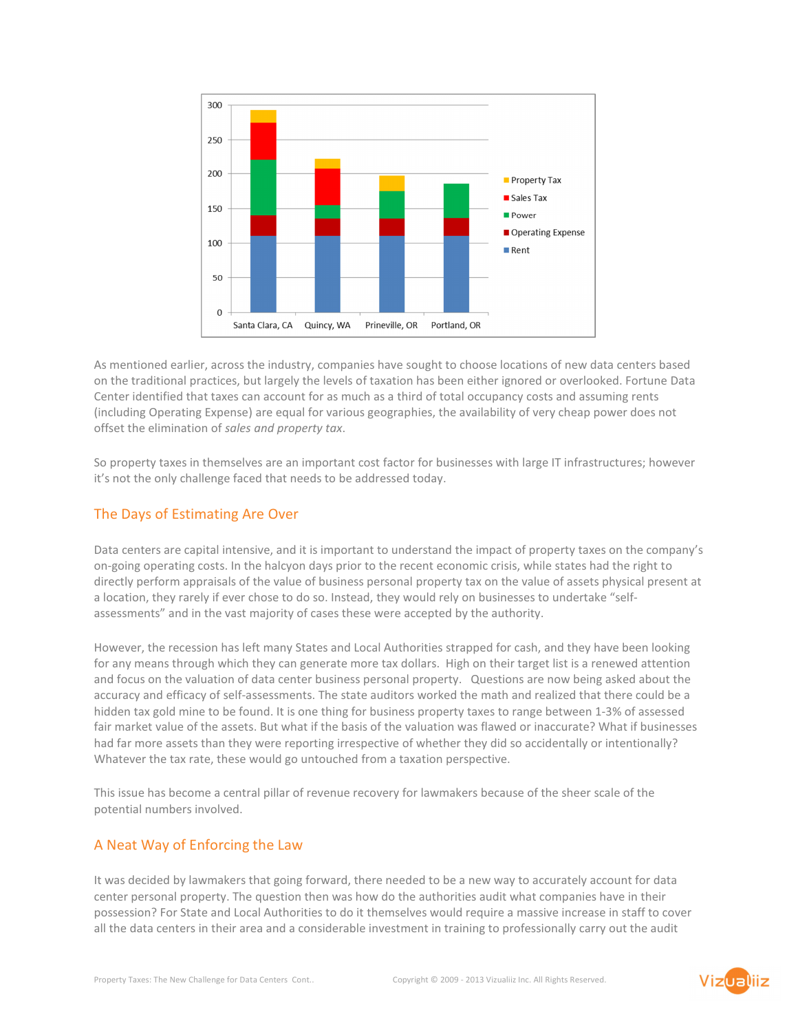As mentioned earlier, across the industry, companies have sought to choose locations of new data centers based on the traditional practices, but largely the levels of taxation has been either ignored or overlooked. Fortune Data Center identified that taxes can account for as much as a third of total occupancy costs and assuming rents (including Operating Expense) are equal for various geographies, the availability of very cheap power does not offset the elimination of *sales and property tax*.

So property taxes in themselves are an important cost factor for businesses with large IT infrastructures; however it's not the only challenge faced that needs to be addressed today.

## The Days of Estimating Are Over

Data centers are capital intensive, and it is important to understand the impact of property taxes on the company's on-going operating costs. In the halcyon days prior to the recent economic crisis, while states had the right to directly perform appraisals of the value of business personal property tax on the value of assets physical present at a location, they rarely if ever chose to do so. Instead, they would rely on businesses to undertake "self-assessments" and in the vast majority of cases these were accepted by the authority.

However, the recession has left many States and Local Authorities strapped for cash, and they have been looking for any means through which they can generate more tax dollars. High on their target list is a renewed attention and focus on the valuation of data center business personal property. Questions are now being asked about the accuracy and efficacy of self-assessments. The state auditors worked the math and realized that there could be a hidden tax gold mine to be found. It is one thing for business property taxes to range between 1-3% of assessed fair market value of the assets. But what if the basis of the valuation was flawed or inaccurate? What if businesses had far more assets than they were reporting irrespective of whether they did so accidentally or intentionally? Whatever the tax rate, these would go untouched from a taxation perspective.

This issue has become a central pillar of revenue recovery for lawmakers because of the sheer scale of the potential numbers involved.

## A Neat Way of Enforcing the Law

It was decided by lawmakers that going forward, there needed to be a new way to accurately account for data center personal property. The question then was how do the authorities audit what companies have in their possession? For State and Local Authorities to do it themselves would require a massive increase in staff to cover all the data centers in their area and a considerable investment in training to professionally carry out the audit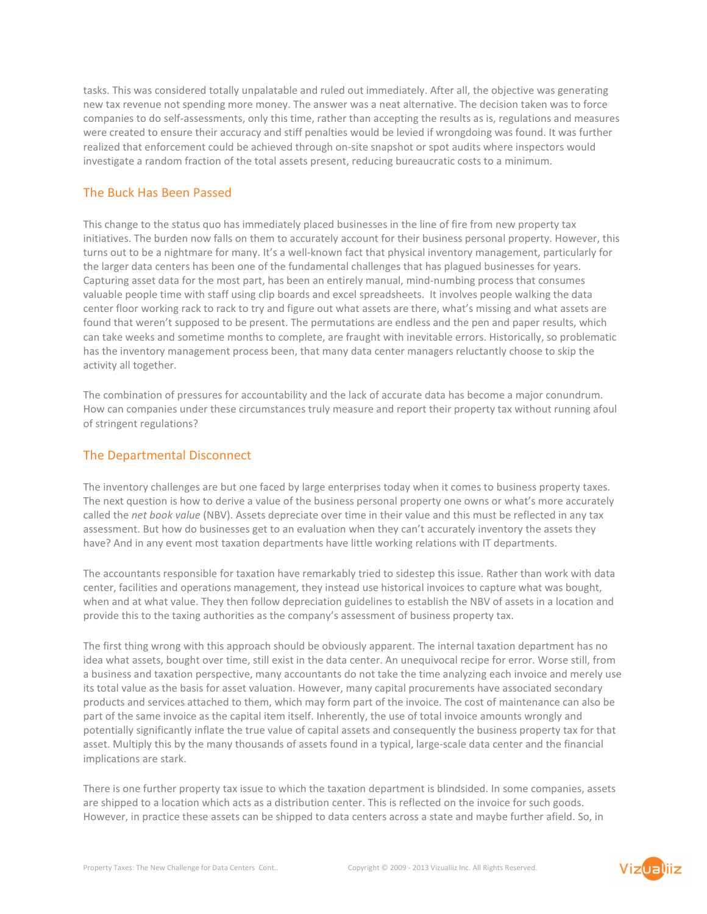tasks. This was considered totally unpalatable and ruled out immediately. After all, the objective was generating new tax revenue not spending more money. The answer was a neat alternative. The decision taken was to force companies to do self-assessments, only this time, rather than accepting the results as is, regulations and measures were created to ensure their accuracy and stiff penalties would be levied if wrongdoing was found. It was further realized that enforcement could be achieved through on-site snapshot or spot audits where inspectors would investigate a random fraction of the total assets present, reducing bureaucratic costs to a minimum.

## The Buck Has Been Passed

This change to the status quo has immediately placed businesses in the line of fire from new property tax initiatives. The burden now falls on them to accurately account for their business personal property. However, this turns out to be a nightmare for many. It's a well-known fact that physical inventory management, particularly for the larger data centers has been one of the fundamental challenges that has plagued businesses for years. Capturing asset data for the most part, has been an entirely manual, mind-numbing process that consumes valuable people time with staff using clip boards and excel spreadsheets. It involves people walking the data center floor working rack to rack to try and figure out what assets are there, what's missing and what assets are found that weren't supposed to be present. The permutations are endless and the pen and paper results, which can take weeks and sometime months to complete, are fraught with inevitable errors. Historically, so problematic has the inventory management process been, that many data center managers reluctantly choose to skip the activity all together.

The combination of pressures for accountability and the lack of accurate data has become a major conundrum. How can companies under these circumstances truly measure and report their property tax without running afoul of stringent regulations?

## The Departmental Disconnect

The inventory challenges are but one faced by large enterprises today when it comes to business property taxes. The next question is how to derive a value of the business personal property one owns or what's more accurately called the *net book value* (NBV). Assets depreciate over time in their value and this must be reflected in any tax assessment. But how do businesses get to an evaluation when they can't accurately inventory the assets they have? And in any event most taxation departments have little working relations with IT departments.

The accountants responsible for taxation have remarkably tried to sidestep this issue. Rather than work with data center, facilities and operations management, they instead use historical invoices to capture what was bought, when and at what value. They then follow depreciation guidelines to establish the NBV of assets in a location and provide this to the taxing authorities as the company's assessment of business property tax.

The first thing wrong with this approach should be obviously apparent. The internal taxation department has no idea what assets, bought over time, still exist in the data center. An unequivocal recipe for error. Worse still, from a business and taxation perspective, many accountants do not take the time analyzing each invoice and merely use its total value as the basis for asset valuation. However, many capital procurements have associated secondary products and services attached to them, which may form part of the invoice. The cost of maintenance can also be part of the same invoice as the capital item itself. Inherently, the use of total invoice amounts wrongly and potentially significantly inflate the true value of capital assets and consequently the business property tax for that asset. Multiply this by the many thousands of assets found in a typical, large-scale data center and the financial implications are stark.

There is one further property tax issue to which the taxation department is blindsided. In some companies, assets are shipped to a location which acts as a distribution center. This is reflected on the invoice for such goods. However, in practice these assets can be shipped to data centers across a state and maybe further afield. So, in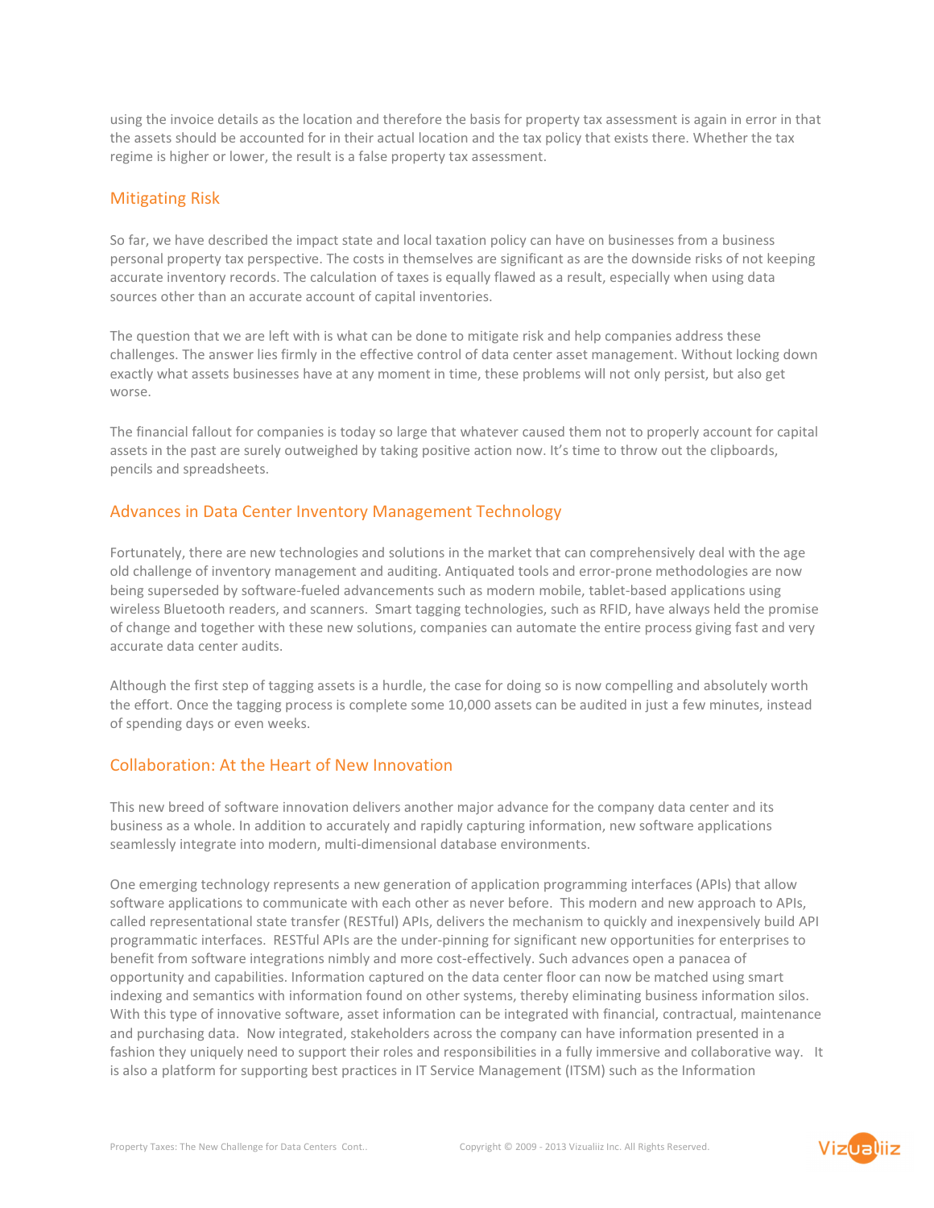using the invoice details as the location and therefore the basis for property tax assessment is again in error in that the assets should be accounted for in their actual location and the tax policy that exists there. Whether the tax regime is higher or lower, the result is a false property tax assessment.

## Mitigating Risk

So far, we have described the impact state and local taxation policy can have on businesses from a business personal property tax perspective. The costs in themselves are significant as are the downside risks of not keeping accurate inventory records. The calculation of taxes is equally flawed as a result, especially when using data sources other than an accurate account of capital inventories.

The question that we are left with is what can be done to mitigate risk and help companies address these challenges. The answer lies firmly in the effective control of data center asset management. Without locking down exactly what assets businesses have at any moment in time, these problems will not only persist, but also get worse.

The financial fallout for companies is today so large that whatever caused them not to properly account for capital assets in the past are surely outweighed by taking positive action now. It's time to throw out the clipboards, pencils and spreadsheets.

## Advances in Data Center Inventory Management Technology

Fortunately, there are new technologies and solutions in the market that can comprehensively deal with the age old challenge of inventory management and auditing. Antiquated tools and error-prone methodologies are now being superseded by software-fueled advancements such as modern mobile, tablet-based applications using wireless Bluetooth readers, and scanners. Smart tagging technologies, such as RFID, have always held the promise of change and together with these new solutions, companies can automate the entire process giving fast and very accurate data center audits.

Although the first step of tagging assets is a hurdle, the case for doing so is now compelling and absolutely worth the effort. Once the tagging process is complete some 10,000 assets can be audited in just a few minutes, instead of spending days or even weeks.

## Collaboration: At the Heart of New Innovation

This new breed of software innovation delivers another major advance for the company data center and its business as a whole. In addition to accurately and rapidly capturing information, new software applications seamlessly integrate into modern, multi-dimensional database environments.

One emerging technology represents a new generation of application programming interfaces (APIs) that allow software applications to communicate with each other as never before. This modern and new approach to APIs, called representational state transfer (RESTful) APIs, delivers the mechanism to quickly and inexpensively build API programmatic interfaces. RESTful APIs are the under-pinning for significant new opportunities for enterprises to benefit from software integrations nimbly and more cost-effectively. Such advances open a panacea of opportunity and capabilities. Information captured on the data center floor can now be matched using smart indexing and semantics with information found on other systems, thereby eliminating business information silos. With this type of innovative software, asset information can be integrated with financial, contractual, maintenance and purchasing data. Now integrated, stakeholders across the company can have information presented in a fashion they uniquely need to support their roles and responsibilities in a fully immersive and collaborative way. It is also a platform for supporting best practices in IT Service Management (ITSM) such as the Information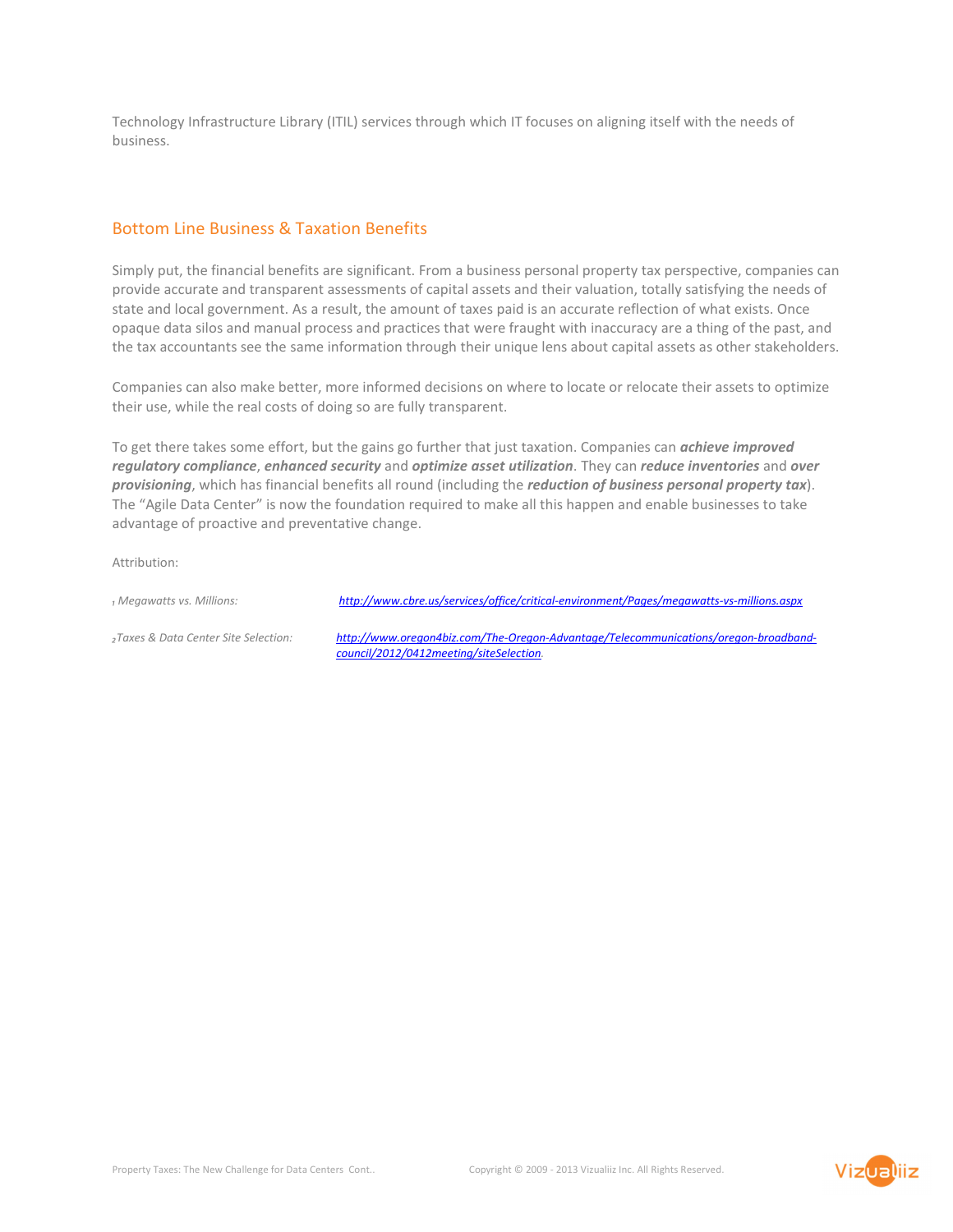Technology Infrastructure Library (ITIL) services through which IT focuses on aligning itself with the needs of business.

## Bottom Line Business & Taxation Benefits

Simply put, the financial benefits are significant. From a business personal property tax perspective, companies can provide accurate and transparent assessments of capital assets and their valuation, totally satisfying the needs of state and local government. As a result, the amount of taxes paid is an accurate reflection of what exists. Once opaque data silos and manual process and practices that were fraught with inaccuracy are a thing of the past, and the tax accountants see the same information through their unique lens about capital assets as other stakeholders.

Companies can also make better, more informed decisions on where to locate or relocate their assets to optimize their use, while the real costs of doing so are fully transparent.

To get there takes some effort, but the gains go further that just taxation. Companies can ***achieve improved regulatory compliance***, ***enhanced security*** and ***optimize asset utilization***. They can ***reduce inventories*** and ***over provisioning***, which has financial benefits all round (including the ***reduction of business personal property tax***). The "Agile Data Center" is now the foundation required to make all this happen and enable businesses to take advantage of proactive and preventative change.

Attribution:

[1] *Megawatts vs. Millions:* *http://www.cbre.us/services/office/critical-environment/Pages/megawatts-vs-millions.aspx*

[2] *Taxes & Data Center Site Selection:* *http://www.oregon4biz.com/The-Oregon-Advantage/Telecommunications/oregon-broadband-council/2012/0412meeting/siteSelection.*